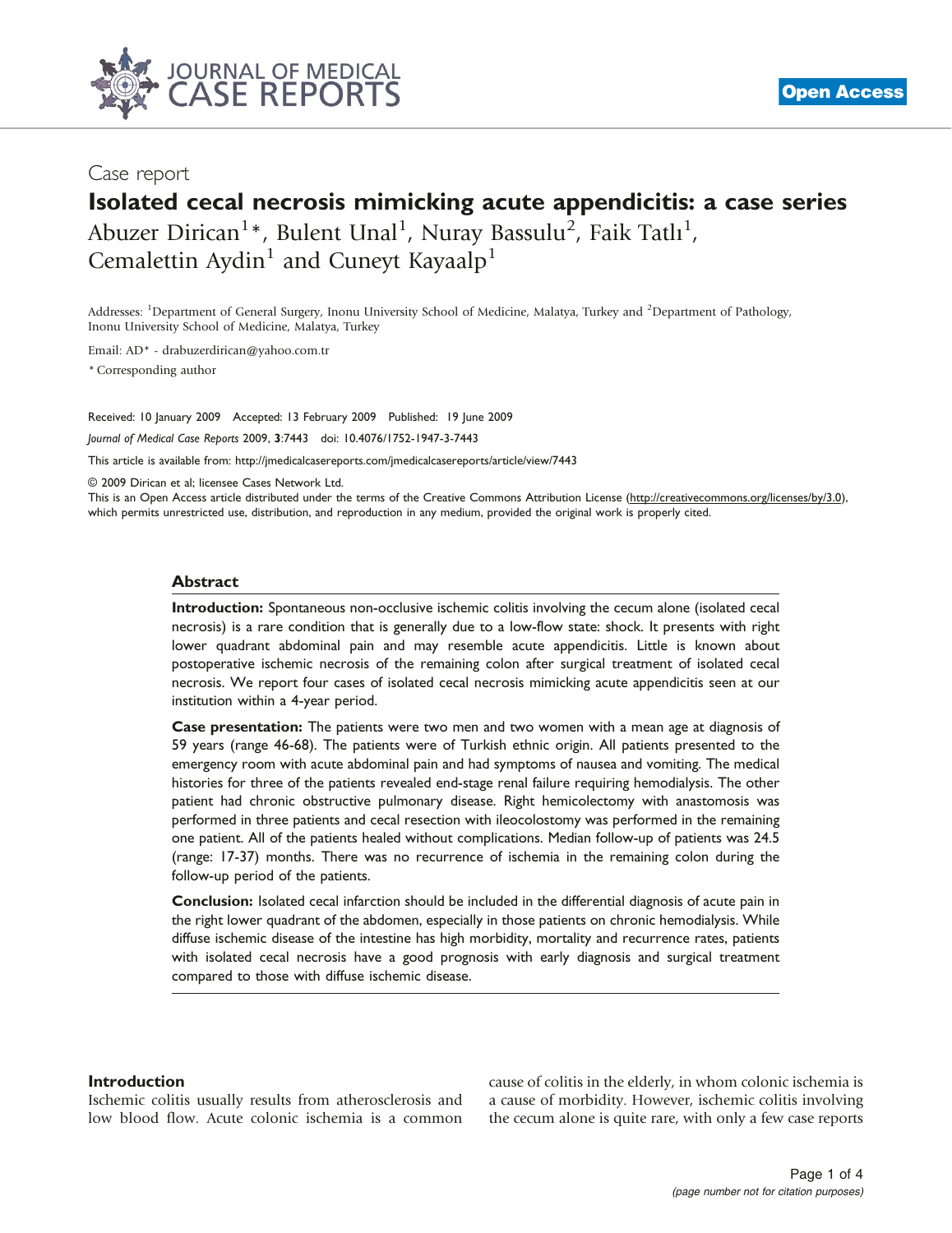Case report

# Isolated cecal necrosis mimicking acute appendicitis: a case series

Abuzer Dirican[1]*, Bulent Unal[1], Nuray Bassulu[2], Faik Tatlı[1], Cemalettin Aydin[1] and Cuneyt Kayaalp[1]

Addresses: [1]Department of General Surgery, Inonu University School of Medicine, Malatya, Turkey and [2]Department of Pathology, Inonu University School of Medicine, Malatya, Turkey

Email: AD* - drabuzerdirican@yahoo.com.tr

\* Corresponding author

Received: 10 January 2009 Accepted: 13 February 2009 Published: 19 June 2009

*Journal of Medical Case Reports* 2009, **3**:7443 doi: 10.4076/1752-1947-3-7443

This article is available from: http://jmedicalcasereports.com/jmedicalcasereports/article/view/7443

© 2009 Dirican et al; licensee Cases Network Ltd.

This is an Open Access article distributed under the terms of the Creative Commons Attribution License (http://creativecommons.org/licenses/by/3.0), which permits unrestricted use, distribution, and reproduction in any medium, provided the original work is properly cited.

## Abstract

**Introduction:** Spontaneous non-occlusive ischemic colitis involving the cecum alone (isolated cecal necrosis) is a rare condition that is generally due to a low-flow state: shock. It presents with right lower quadrant abdominal pain and may resemble acute appendicitis. Little is known about postoperative ischemic necrosis of the remaining colon after surgical treatment of isolated cecal necrosis. We report four cases of isolated cecal necrosis mimicking acute appendicitis seen at our institution within a 4-year period.

**Case presentation:** The patients were two men and two women with a mean age at diagnosis of 59 years (range 46-68). The patients were of Turkish ethnic origin. All patients presented to the emergency room with acute abdominal pain and had symptoms of nausea and vomiting. The medical histories for three of the patients revealed end-stage renal failure requiring hemodialysis. The other patient had chronic obstructive pulmonary disease. Right hemicolectomy with anastomosis was performed in three patients and cecal resection with ileocolostomy was performed in the remaining one patient. All of the patients healed without complications. Median follow-up of patients was 24.5 (range: 17-37) months. There was no recurrence of ischemia in the remaining colon during the follow-up period of the patients.

**Conclusion:** Isolated cecal infarction should be included in the differential diagnosis of acute pain in the right lower quadrant of the abdomen, especially in those patients on chronic hemodialysis. While diffuse ischemic disease of the intestine has high morbidity, mortality and recurrence rates, patients with isolated cecal necrosis have a good prognosis with early diagnosis and surgical treatment compared to those with diffuse ischemic disease.

## Introduction

Ischemic colitis usually results from atherosclerosis and low blood flow. Acute colonic ischemia is a common cause of colitis in the elderly, in whom colonic ischemia is a cause of morbidity. However, ischemic colitis involving the cecum alone is quite rare, with only a few case reports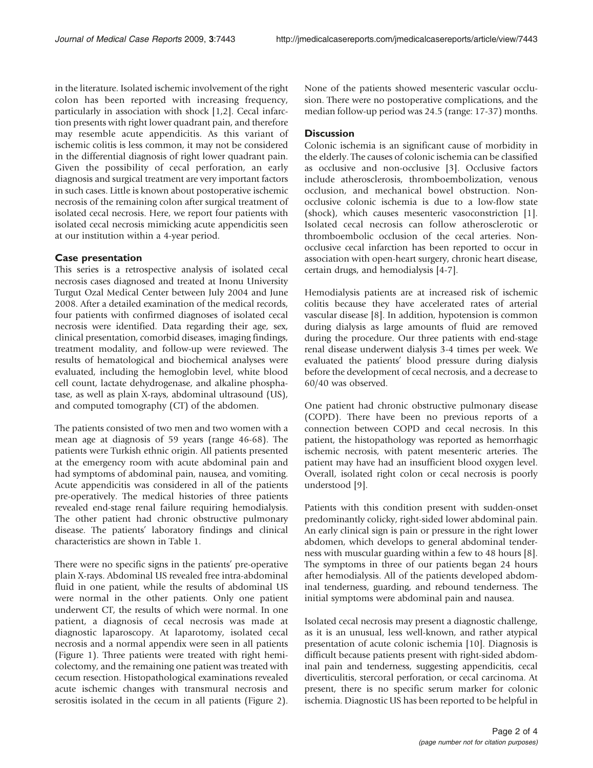in the literature. Isolated ischemic involvement of the right colon has been reported with increasing frequency, particularly in association with shock [1,2]. Cecal infarction presents with right lower quadrant pain, and therefore may resemble acute appendicitis. As this variant of ischemic colitis is less common, it may not be considered in the differential diagnosis of right lower quadrant pain. Given the possibility of cecal perforation, an early diagnosis and surgical treatment are very important factors in such cases. Little is known about postoperative ischemic necrosis of the remaining colon after surgical treatment of isolated cecal necrosis. Here, we report four patients with isolated cecal necrosis mimicking acute appendicitis seen at our institution within a 4-year period.

## Case presentation

This series is a retrospective analysis of isolated cecal necrosis cases diagnosed and treated at Inonu University Turgut Ozal Medical Center between July 2004 and June 2008. After a detailed examination of the medical records, four patients with confirmed diagnoses of isolated cecal necrosis were identified. Data regarding their age, sex, clinical presentation, comorbid diseases, imaging findings, treatment modality, and follow-up were reviewed. The results of hematological and biochemical analyses were evaluated, including the hemoglobin level, white blood cell count, lactate dehydrogenase, and alkaline phosphatase, as well as plain X-rays, abdominal ultrasound (US), and computed tomography (CT) of the abdomen.

The patients consisted of two men and two women with a mean age at diagnosis of 59 years (range 46-68). The patients were Turkish ethnic origin. All patients presented at the emergency room with acute abdominal pain and had symptoms of abdominal pain, nausea, and vomiting. Acute appendicitis was considered in all of the patients pre-operatively. The medical histories of three patients revealed end-stage renal failure requiring hemodialysis. The other patient had chronic obstructive pulmonary disease. The patients' laboratory findings and clinical characteristics are shown in Table 1.

There were no specific signs in the patients' pre-operative plain X-rays. Abdominal US revealed free intra-abdominal fluid in one patient, while the results of abdominal US were normal in the other patients. Only one patient underwent CT, the results of which were normal. In one patient, a diagnosis of cecal necrosis was made at diagnostic laparoscopy. At laparotomy, isolated cecal necrosis and a normal appendix were seen in all patients (Figure 1). Three patients were treated with right hemicolectomy, and the remaining one patient was treated with cecum resection. Histopathological examinations revealed acute ischemic changes with transmural necrosis and serositis isolated in the cecum in all patients (Figure 2). None of the patients showed mesenteric vascular occlusion. There were no postoperative complications, and the median follow-up period was 24.5 (range: 17-37) months.

## Discussion

Colonic ischemia is an significant cause of morbidity in the elderly. The causes of colonic ischemia can be classified as occlusive and non-occlusive [3]. Occlusive factors include atherosclerosis, thromboembolization, venous occlusion, and mechanical bowel obstruction. Non-occlusive colonic ischemia is due to a low-flow state (shock), which causes mesenteric vasoconstriction [1]. Isolated cecal necrosis can follow atherosclerotic or thromboembolic occlusion of the cecal arteries. Non-occlusive cecal infarction has been reported to occur in association with open-heart surgery, chronic heart disease, certain drugs, and hemodialysis [4-7].

Hemodialysis patients are at increased risk of ischemic colitis because they have accelerated rates of arterial vascular disease [8]. In addition, hypotension is common during dialysis as large amounts of fluid are removed during the procedure. Our three patients with end-stage renal disease underwent dialysis 3-4 times per week. We evaluated the patients' blood pressure during dialysis before the development of cecal necrosis, and a decrease to 60/40 was observed.

One patient had chronic obstructive pulmonary disease (COPD). There have been no previous reports of a connection between COPD and cecal necrosis. In this patient, the histopathology was reported as hemorrhagic ischemic necrosis, with patent mesenteric arteries. The patient may have had an insufficient blood oxygen level. Overall, isolated right colon or cecal necrosis is poorly understood [9].

Patients with this condition present with sudden-onset predominantly colicky, right-sided lower abdominal pain. An early clinical sign is pain or pressure in the right lower abdomen, which develops to general abdominal tenderness with muscular guarding within a few to 48 hours [8]. The symptoms in three of our patients began 24 hours after hemodialysis. All of the patients developed abdominal tenderness, guarding, and rebound tenderness. The initial symptoms were abdominal pain and nausea.

Isolated cecal necrosis may present a diagnostic challenge, as it is an unusual, less well-known, and rather atypical presentation of acute colonic ischemia [10]. Diagnosis is difficult because patients present with right-sided abdominal pain and tenderness, suggesting appendicitis, cecal diverticulitis, stercoral perforation, or cecal carcinoma. At present, there is no specific serum marker for colonic ischemia. Diagnostic US has been reported to be helpful in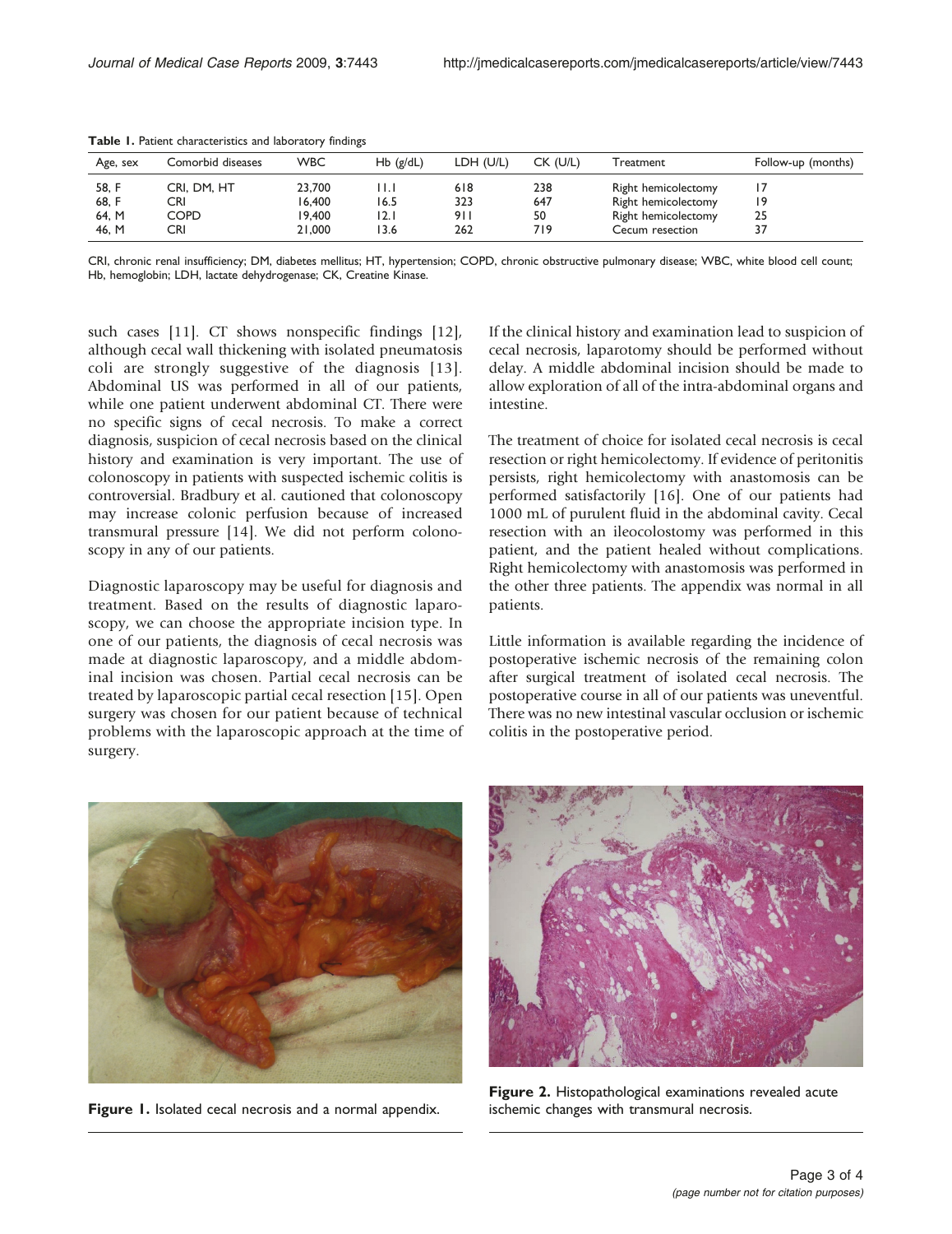**Table 1.** Patient characteristics and laboratory findings

| Age, sex | Comorbid diseases | WBC | Hb (g/dL) | LDH (U/L) | CK (U/L) | Treatment | Follow-up (months) |
|---|---|---|---|---|---|---|---|
| 58, F | CRI, DM, HT | 23,700 | 11.1 | 618 | 238 | Right hemicolectomy | 17 |
| 68, F | CRI | 16,400 | 16.5 | 323 | 647 | Right hemicolectomy | 19 |
| 64, M | COPD | 19,400 | 12.1 | 911 | 50 | Right hemicolectomy | 25 |
| 46, M | CRI | 21,000 | 13.6 | 262 | 719 | Cecum resection | 37 |

CRI, chronic renal insufficiency; DM, diabetes mellitus; HT, hypertension; COPD, chronic obstructive pulmonary disease; WBC, white blood cell count; Hb, hemoglobin; LDH, lactate dehydrogenase; CK, Creatine Kinase.

such cases [11]. CT shows nonspecific findings [12], although cecal wall thickening with isolated pneumatosis coli are strongly suggestive of the diagnosis [13]. Abdominal US was performed in all of our patients, while one patient underwent abdominal CT. There were no specific signs of cecal necrosis. To make a correct diagnosis, suspicion of cecal necrosis based on the clinical history and examination is very important. The use of colonoscopy in patients with suspected ischemic colitis is controversial. Bradbury et al. cautioned that colonoscopy may increase colonic perfusion because of increased transmural pressure [14]. We did not perform colonoscopy in any of our patients.

Diagnostic laparoscopy may be useful for diagnosis and treatment. Based on the results of diagnostic laparoscopy, we can choose the appropriate incision type. In one of our patients, the diagnosis of cecal necrosis was made at diagnostic laparoscopy, and a middle abdominal incision was chosen. Partial cecal necrosis can be treated by laparoscopic partial cecal resection [15]. Open surgery was chosen for our patient because of technical problems with the laparoscopic approach at the time of surgery.

If the clinical history and examination lead to suspicion of cecal necrosis, laparotomy should be performed without delay. A middle abdominal incision should be made to allow exploration of all of the intra-abdominal organs and intestine.

The treatment of choice for isolated cecal necrosis is cecal resection or right hemicolectomy. If evidence of peritonitis persists, right hemicolectomy with anastomosis can be performed satisfactorily [16]. One of our patients had 1000 mL of purulent fluid in the abdominal cavity. Cecal resection with an ileocolostomy was performed in this patient, and the patient healed without complications. Right hemicolectomy with anastomosis was performed in the other three patients. The appendix was normal in all patients.

Little information is available regarding the incidence of postoperative ischemic necrosis of the remaining colon after surgical treatment of isolated cecal necrosis. The postoperative course in all of our patients was uneventful. There was no new intestinal vascular occlusion or ischemic colitis in the postoperative period.

**Figure 1.** Isolated cecal necrosis and a normal appendix.

**Figure 2.** Histopathological examinations revealed acute ischemic changes with transmural necrosis.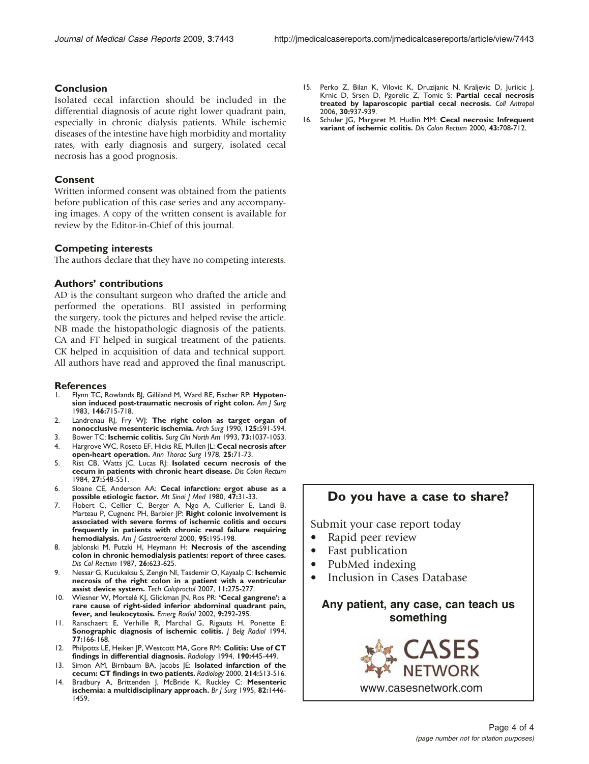## Conclusion

Isolated cecal infarction should be included in the differential diagnosis of acute right lower quadrant pain, especially in chronic dialysis patients. While ischemic diseases of the intestine have high morbidity and mortality rates, with early diagnosis and surgery, isolated cecal necrosis has a good prognosis.

## Consent

Written informed consent was obtained from the patients before publication of this case series and any accompanying images. A copy of the written consent is available for review by the Editor-in-Chief of this journal.

## Competing interests

The authors declare that they have no competing interests.

## Authors' contributions

AD is the consultant surgeon who drafted the article and performed the operations. BU assisted in performing the surgery, took the pictures and helped revise the article. NB made the histopathologic diagnosis of the patients. CA and FT helped in surgical treatment of the patients. CK helped in acquisition of data and technical support. All authors have read and approved the final manuscript.

## References

1. Flynn TC, Rowlands BJ, Gilliland M, Ward RE, Fischer RP: **Hypotension induced post-traumatic necrosis of right colon.** *Am J Surg* 1983, **146:**715-718.
2. Landrenau RJ, Fry WJ: **The right colon as target organ of nonocclusive mesenteric ischemia.** *Arch Surg* 1990, **125:**591-594.
3. Bower TC: **Ischemic colitis.** *Surg Clin North Am* 1993, **73:**1037-1053.
4. Hargrove WC, Roseto EF, Hicks RE, Mullen JL: **Cecal necrosis after open-heart operation.** *Ann Thorac Surg* 1978, **25:**71-73.
5. Rist CB, Watts JC, Lucas RJ: **Isolated cecum necrosis of the cecum in patients with chronic heart disease.** *Dis Colon Rectum* 1984, **27:**548-551.
6. Sloane CE, Anderson AA: **Cecal infarction: ergot abuse as a possible etiologic factor.** *Mt Sinai J Med* 1980, **47:**31-33.
7. Flobert C, Cellier C, Berger A, Ngo A, Cuillerier E, Landi B, Marteau P, Cugnenc PH, Barbier JP: **Right colonic involvement is associated with severe forms of ischemic colitis and occurs frequently in patients with chronic renal failure requiring hemodialysis.** *Am J Gastroenterol* 2000, **95:**195-198.
8. Jablonski M, Putzki H, Heymann H: **Necrosis of the ascending colon in chronic hemodialysis patients: report of three cases.** *Dis Col Rectum* 1987, **26:**623-625.
9. Nessar G, Kucukaksu S, Zengin NI, Tasdemir O, Kayaalp C: **Ischemic necrosis of the right colon in a patient with a ventricular assist device system.** *Tech Coloproctol* 2007, **11:**275-277.
10. Wiesner W, Mortelé KJ, Glickman JN, Ros PR: **'Cecal gangrene': a rare cause of right-sided inferior abdominal quadrant pain, fever, and leukocytosis.** *Emerg Radiol* 2002, **9:**292-295.
11. Ranschaert E, Verhille R, Marchal G, Rigauts H, Ponette E: **Sonographic diagnosis of ischemic colitis.** *J Belg Radiol* 1994, **77:**166-168.
12. Philpotts LE, Heiken JP, Westcott MA, Gore RM: **Colitis: Use of CT findings in differential diagnosis.** *Radiology* 1994, **190:**445-449.
13. Simon AM, Birnbaum BA, Jacobs JE: **Isolated infarction of the cecum: CT findings in two patients.** *Radiology* 2000, **214:**513-516.
14. Bradbury A, Brittenden J, McBride K, Ruckley C: **Mesenteric ischemia: a multidisciplinary approach.** *Br J Surg* 1995, **82:**1446-1459.
15. Perko Z, Bilan K, Vilovic K, Druzijanic N, Kraljevic D, Juriicic J, Krnic D, Srsen D, Pgorelic Z, Tomic S: **Partial cecal necrosis treated by laparoscopic partial cecal necrosis.** *Coll Antropol* 2006, **30:**937-939.
16. Schuler JG, Margaret M, Hudlin MM: **Cecal necrosis: Infrequent variant of ischemic colitis.** *Dis Colon Rectum* 2000, **43:**708-712.

**Do you have a case to share?**

Submit your case report today

- Rapid peer review
- Fast publication
- PubMed indexing
- Inclusion in Cases Database

**Any patient, any case, can teach us something**

CASES NETWORK

www.casesnetwork.com